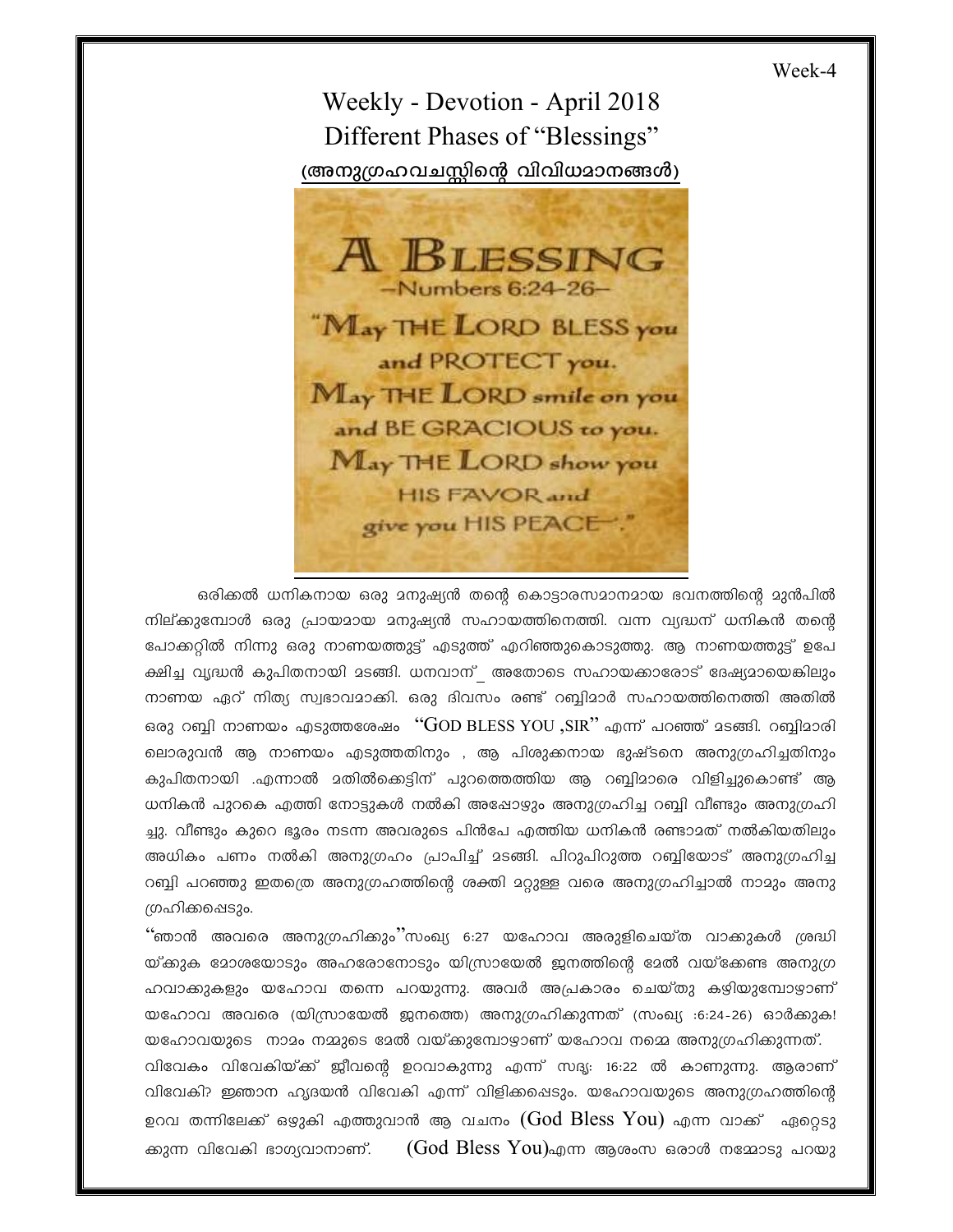Week-4

# Weekly - Devotion - April 2018

## Different Phases of "Blessings"

## (അനുഗ്രഹവചസ്സിന്റെ വിവിധമാനങ്ങൾ)

**A BLESSING**
–Numbers 6:24-26–

"May THE LORD BLESS you
and PROTECT you.
May THE LORD smile on you
and BE GRACIOUS to you.
May THE LORD show you
HIS FAVOR and
give you HIS PEACE."

ഒരിക്കൽ ധനികനായ ഒരു മനുഷ്യൻ തന്റെ കൊട്ടാരസമാനമായ ഭവനത്തിന്റെ മുൻപിൽ നില്ക്കുമ്പോൾ ഒരു പ്രായമായ മനുഷ്യൻ സഹായത്തിനെത്തി. വന്ന വൃദ്ധന് ധനികൻ തന്റെ പോക്കറ്റിൽ നിന്നു ഒരു നാണയത്തുട്ട് എടുത്ത് എറിഞ്ഞുകൊടുത്തു. ആ നാണയത്തുട്ട് ഉപേക്ഷിച്ച വൃദ്ധൻ കുപിതനായി മടങ്ങി. ധനവാന്_ അതോടെ സഹായക്കാരോട് ദേഷ്യമായെങ്കിലും നാണയ ഏറ് നിത്യ സ്വഭാവമാക്കി. ഒരു ദിവസം രണ്ട് റബ്ബിമാർ സഹായത്തിനെത്തി അതിൽ ഒരു റബ്ബി നാണയം എടുത്തശേഷം "GOD BLESS YOU ,SIR" എന്ന് പറഞ്ഞ് മടങ്ങി. റബ്ബിമാരിലൊരുവൻ ആ നാണയം എടുത്തതിനും , ആ പിശുക്കനായ ദുഷ്ടനെ അനുഗ്രഹിച്ചതിനും കുപിതനായി .എന്നാൽ മതിൽക്കെട്ടിന് പുറത്തെത്തിയ ആ റബ്ബിമാരെ വിളിച്ചുകൊണ്ട് ആ ധനികൻ പുറകെ എത്തി നോട്ടുകൾ നൽകി അപ്പോഴും അനുഗ്രഹിച്ച റബ്ബി വീണ്ടും അനുഗ്രഹിച്ചു. വീണ്ടും കുറെ ദൂരം നടന്ന അവരുടെ പിൻപേ എത്തിയ ധനികൻ രണ്ടാമത് നൽകിയതിലും അധികം പണം നൽകി അനുഗ്രഹം പ്രാപിച്ച് മടങ്ങി. പിറുപിറുത്ത റബ്ബിയോട് അനുഗ്രഹിച്ച റബ്ബി പറഞ്ഞു ഇതത്രെ അനുഗ്രഹത്തിന്റെ ശക്തി മറ്റുള്ള വരെ അനുഗ്രഹിച്ചാൽ നാമും അനുഗ്രഹിക്കപ്പെടും.

"ഞാൻ അവരെ അനുഗ്രഹിക്കും"സംഖ്യ 6:27 യഹോവ അരുളിചെയ്ത വാക്കുകൾ ശ്രദ്ധിയ്ക്കുക മോശയോടും അഹരോനോടും യിസ്രായേൽ ജനത്തിന്റെ മേൽ വയ്ക്കേണ്ട അനുഗ്രഹവാക്കുകളും യഹോവ തന്നെ പറയുന്നു. അവർ അപ്രകാരം ചെയ്തു കഴിയുമ്പോഴാണ് യഹോവ അവരെ (യിസ്രായേൽ ജനത്തെ) അനുഗ്രഹിക്കുന്നത് (സംഖ്യ :6:24-26) ഓർക്കുക! യഹോവയുടെ നാമം നമ്മുടെ മേൽ വയ്ക്കുമ്പോഴാണ് യഹോവ നമ്മെ അനുഗ്രഹിക്കുന്നത്.

വിവേകം വിവേകിയ്ക്ക് ജീവന്റെ ഉറവാകുന്നു എന്ന് സദൃ: 16:22 ൽ കാണുന്നു. ആരാണ് വിവേകി? ജ്ഞാന ഹൃദയൻ വിവേകി എന്ന് വിളിക്കപ്പെടും. യഹോവയുടെ അനുഗ്രഹത്തിന്റെ ഉറവ തന്നിലേക്ക് ഒഴുകി എത്തുവാൻ ആ വചനം (God Bless You) എന്ന വാക്ക് ഏറ്റെടുക്കുന്ന വിവേകി ഭാഗ്യവാനാണ്. (God Bless You)എന്ന ആശംസ ഒരാൾ നമ്മോടു പറയു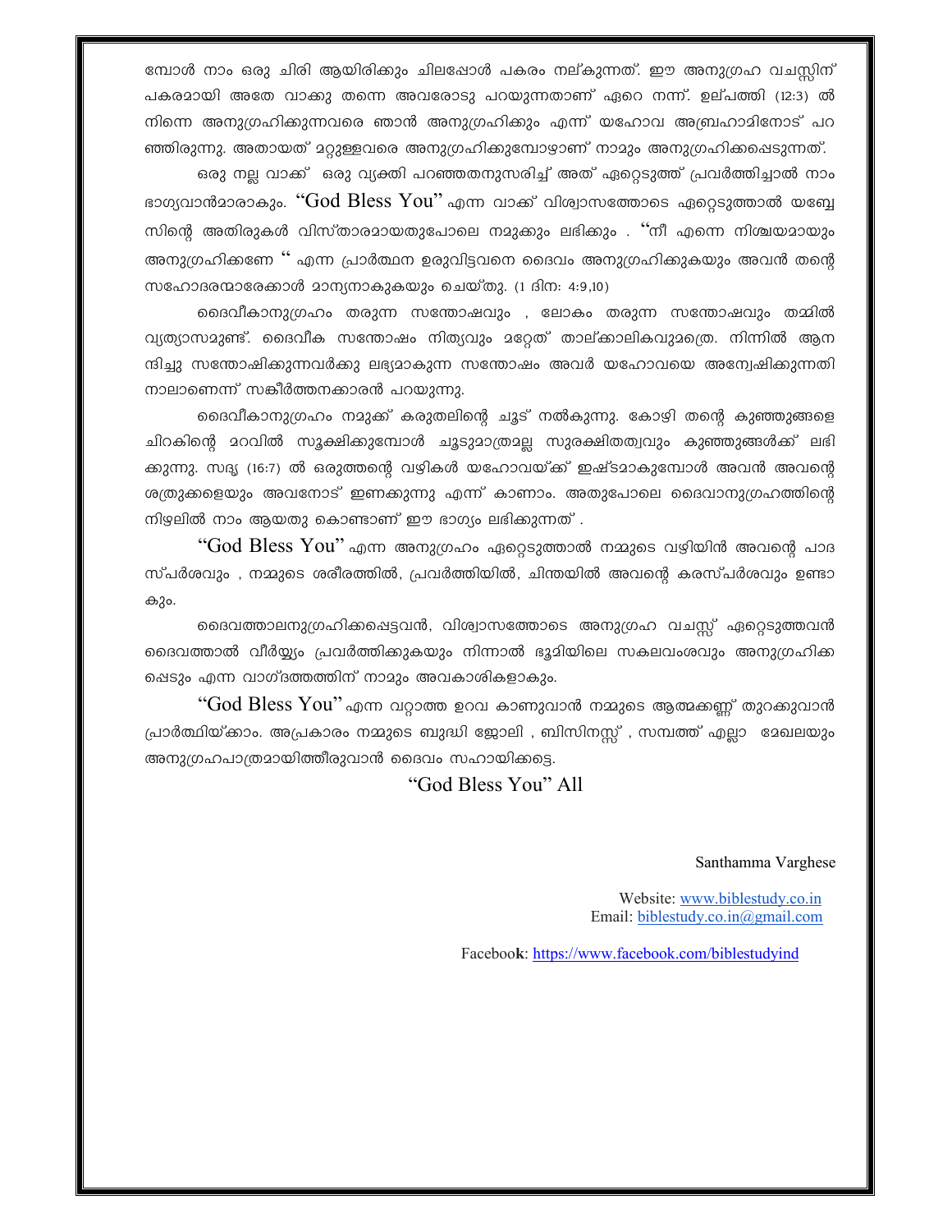മ്പോൾ നാം ഒരു ചിരി ആയിരിക്കും ചിലപ്പോൾ പകരം നല്കുന്നത്. ഈ അനുഗ്രഹ വചസ്സിന് പകരമായി അതേ വാക്കു തന്നെ അവരോടു പറയുന്നതാണ് ഏറെ നന്ന്. ഉല്പത്തി (12:3) ൽ നിന്നെ അനുഗ്രഹിക്കുന്നവരെ ഞാൻ അനുഗ്രഹിക്കും എന്ന് യഹോവ അബ്രഹാമിനോട് പറഞ്ഞിരുന്നു. അതായത് മറ്റുള്ളവരെ അനുഗ്രഹിക്കുമ്പോഴാണ് നാമും അനുഗ്രഹിക്കപ്പെടുന്നത്.

ഒരു നല്ല വാക്ക് ഒരു വ്യക്തി പറഞ്ഞതനുസരിച്ച് അത് ഏറ്റെടുത്ത് പ്രവർത്തിച്ചാൽ നാം ഭാഗ്യവാൻമാരാകും. "God Bless You" എന്ന വാക്ക് വിശ്വാസത്തോടെ ഏറ്റെടുത്താൽ യബ്ബേസിന്റെ അതിരുകൾ വിസ്താരമായതുപോലെ നമുക്കും ലഭിക്കും . "നീ എന്നെ നിശ്ചയമായും അനുഗ്രഹിക്കണേ " എന്ന പ്രാർത്ഥന ഉരുവിട്ടവനെ ദൈവം അനുഗ്രഹിക്കുകയും അവൻ തന്റെ സഹോദരന്മാരേക്കാൾ മാന്യനാകുകയും ചെയ്തു. (1 ദിന: 4:9,10)

ദൈവീകാനുഗ്രഹം തരുന്ന സന്തോഷവും , ലോകം തരുന്ന സന്തോഷവും തമ്മിൽ വ്യത്യാസമുണ്ട്. ദൈവീക സന്തോഷം നിത്യവും മറ്റേത് താല്ക്കാലികവുമത്രെ. നിന്നിൽ ആനന്ദിച്ചു സന്തോഷിക്കുന്നവർക്കു ലഭ്യമാകുന്ന സന്തോഷം അവർ യഹോവയെ അന്വേഷിക്കുന്നതിനാലാണെന്ന് സങ്കീർത്തനക്കാരൻ പറയുന്നു.

ദൈവീകാനുഗ്രഹം നമുക്ക് കരുതലിന്റെ ചൂട് നൽകുന്നു. കോഴി തന്റെ കുഞ്ഞുങ്ങളെ ചിറകിന്റെ മറവിൽ സൂക്ഷിക്കുമ്പോൾ ചൂടുമാത്രമല്ല സുരക്ഷിതത്വവും കുഞ്ഞുങ്ങൾക്ക് ലഭിക്കുന്നു. സദൃ (16:7) ൽ ഒരുത്തന്റെ വഴികൾ യഹോവയ്ക്ക് ഇഷ്ടമാകുമ്പോൾ അവൻ അവന്റെ ശത്രുക്കളെയും അവനോട് ഇണക്കുന്നു എന്ന് കാണാം. അതുപോലെ ദൈവാനുഗ്രഹത്തിന്റെ നിഴലിൽ നാം ആയതു കൊണ്ടാണ് ഈ ഭാഗ്യം ലഭിക്കുന്നത് .

"God Bless You" എന്ന അനുഗ്രഹം ഏറ്റെടുത്താൽ നമ്മുടെ വഴിയിൻ അവന്റെ പാദസ്പർശവും , നമ്മുടെ ശരീരത്തിൽ, പ്രവർത്തിയിൽ, ചിന്തയിൽ അവന്റെ കരസ്പർശവും ഉണ്ടാകും.

ദൈവത്താലനുഗ്രഹിക്കപ്പെട്ടവൻ, വിശ്വാസത്തോടെ അനുഗ്രഹ വചസ്സ് ഏറ്റെടുത്തവൻ ദൈവത്താൽ വീർയ്യം പ്രവർത്തിക്കുകയും നിന്നാൽ ഭൂമിയിലെ സകലവംശവും അനുഗ്രഹിക്കപ്പെടും എന്ന വാഗ്ദത്തത്തിന് നാമും അവകാശികളാകും.

"God Bless You" എന്ന വറ്റാത്ത ഉറവ കാണുവാൻ നമ്മുടെ ആത്മക്കണ്ണ് തുറക്കുവാൻ പ്രാർത്ഥിയ്ക്കാം. അപ്രകാരം നമ്മുടെ ബുദ്ധി ജോലി , ബിസിനസ്സ് , സമ്പത്ത് എല്ലാ മേഖലയും അനുഗ്രഹപാത്രമായിത്തീരുവാൻ ദൈവം സഹായിക്കട്ടെ.

"God Bless You" All

Santhamma Varghese

Website: www.biblestudy.co.in
Email: biblestudy.co.in@gmail.com

Facebook: https://www.facebook.com/biblestudyind